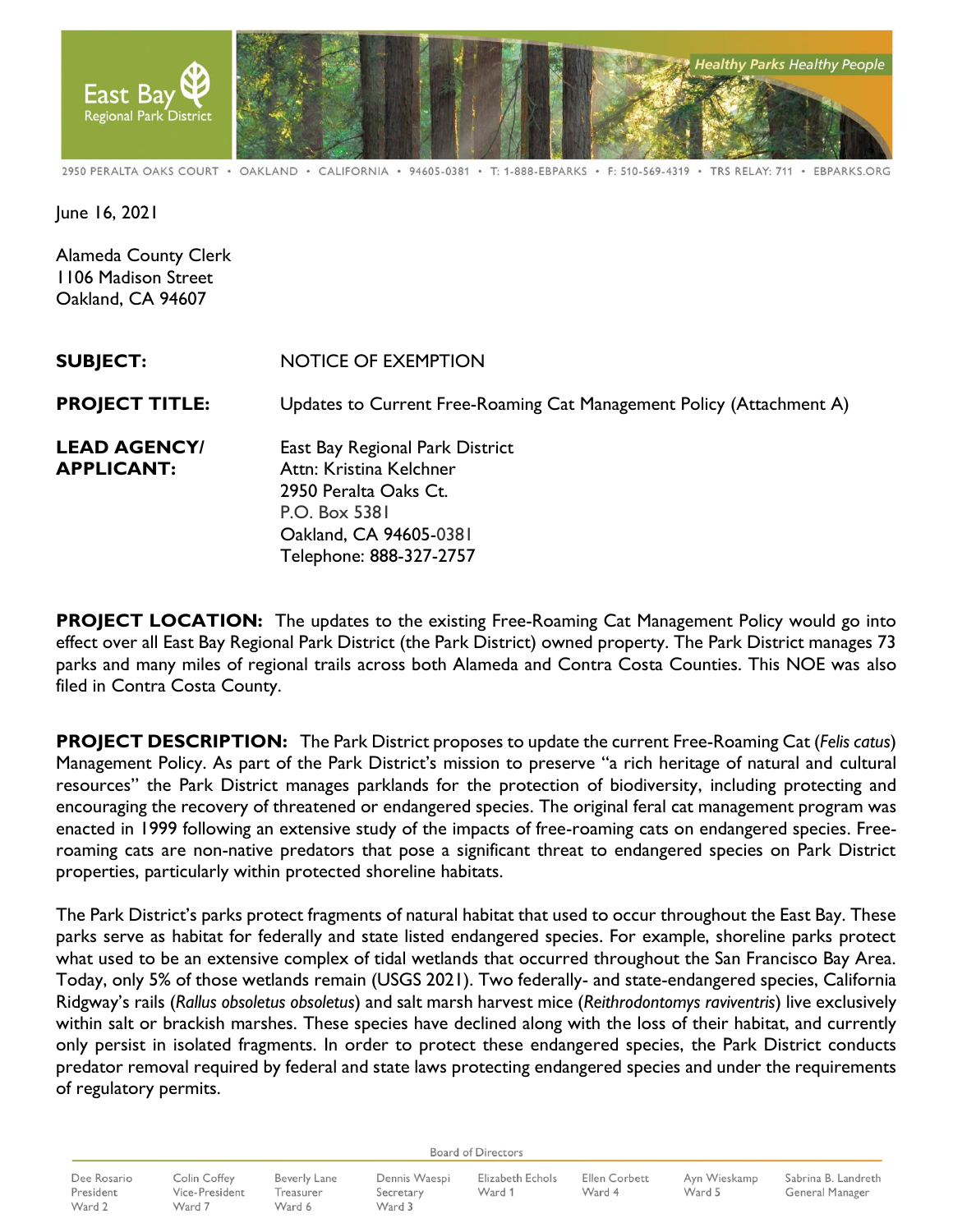East Bay Regional Park District

Healthy Parks Healthy People

2950 PERALTA OAKS COURT • OAKLAND • CALIFORNIA • 94605-0381 • T: 1-888-EBPARKS • F: 510-569-4319 • TRS RELAY: 711 • EBPARKS.ORG

June 16, 2021

Alameda County Clerk
1106 Madison Street
Oakland, CA 94607

| | |
|---|---|
| **SUBJECT:** | NOTICE OF EXEMPTION |
| **PROJECT TITLE:** | Updates to Current Free-Roaming Cat Management Policy (Attachment A) |
| **LEAD AGENCY/ APPLICANT:** | East Bay Regional Park District<br>Attn: Kristina Kelchner<br>2950 Peralta Oaks Ct.<br>P.O. Box 5381<br>Oakland, CA 94605-0381<br>Telephone: 888-327-2757 |

**PROJECT LOCATION:** The updates to the existing Free-Roaming Cat Management Policy would go into effect over all East Bay Regional Park District (the Park District) owned property. The Park District manages 73 parks and many miles of regional trails across both Alameda and Contra Costa Counties. This NOE was also filed in Contra Costa County.

**PROJECT DESCRIPTION:** The Park District proposes to update the current Free-Roaming Cat (*Felis catus*) Management Policy. As part of the Park District's mission to preserve "a rich heritage of natural and cultural resources" the Park District manages parklands for the protection of biodiversity, including protecting and encouraging the recovery of threatened or endangered species. The original feral cat management program was enacted in 1999 following an extensive study of the impacts of free-roaming cats on endangered species. Free-roaming cats are non-native predators that pose a significant threat to endangered species on Park District properties, particularly within protected shoreline habitats.

The Park District's parks protect fragments of natural habitat that used to occur throughout the East Bay. These parks serve as habitat for federally and state listed endangered species. For example, shoreline parks protect what used to be an extensive complex of tidal wetlands that occurred throughout the San Francisco Bay Area. Today, only 5% of those wetlands remain (USGS 2021). Two federally- and state-endangered species, California Ridgway's rails (*Rallus obsoletus obsoletus*) and salt marsh harvest mice (*Reithrodontomys raviventris*) live exclusively within salt or brackish marshes. These species have declined along with the loss of their habitat, and currently only persist in isolated fragments. In order to protect these endangered species, the Park District conducts predator removal required by federal and state laws protecting endangered species and under the requirements of regulatory permits.

Board of Directors

| | | | | | | | |
|---|---|---|---|---|---|---|---|
| Dee Rosario<br>President<br>Ward 2 | Colin Coffey<br>Vice-President<br>Ward 7 | Beverly Lane<br>Treasurer<br>Ward 6 | Dennis Waespi<br>Secretary<br>Ward 3 | Elizabeth Echols<br>Ward 1 | Ellen Corbett<br>Ward 4 | Ayn Wieskamp<br>Ward 5 | Sabrina B. Landreth<br>General Manager |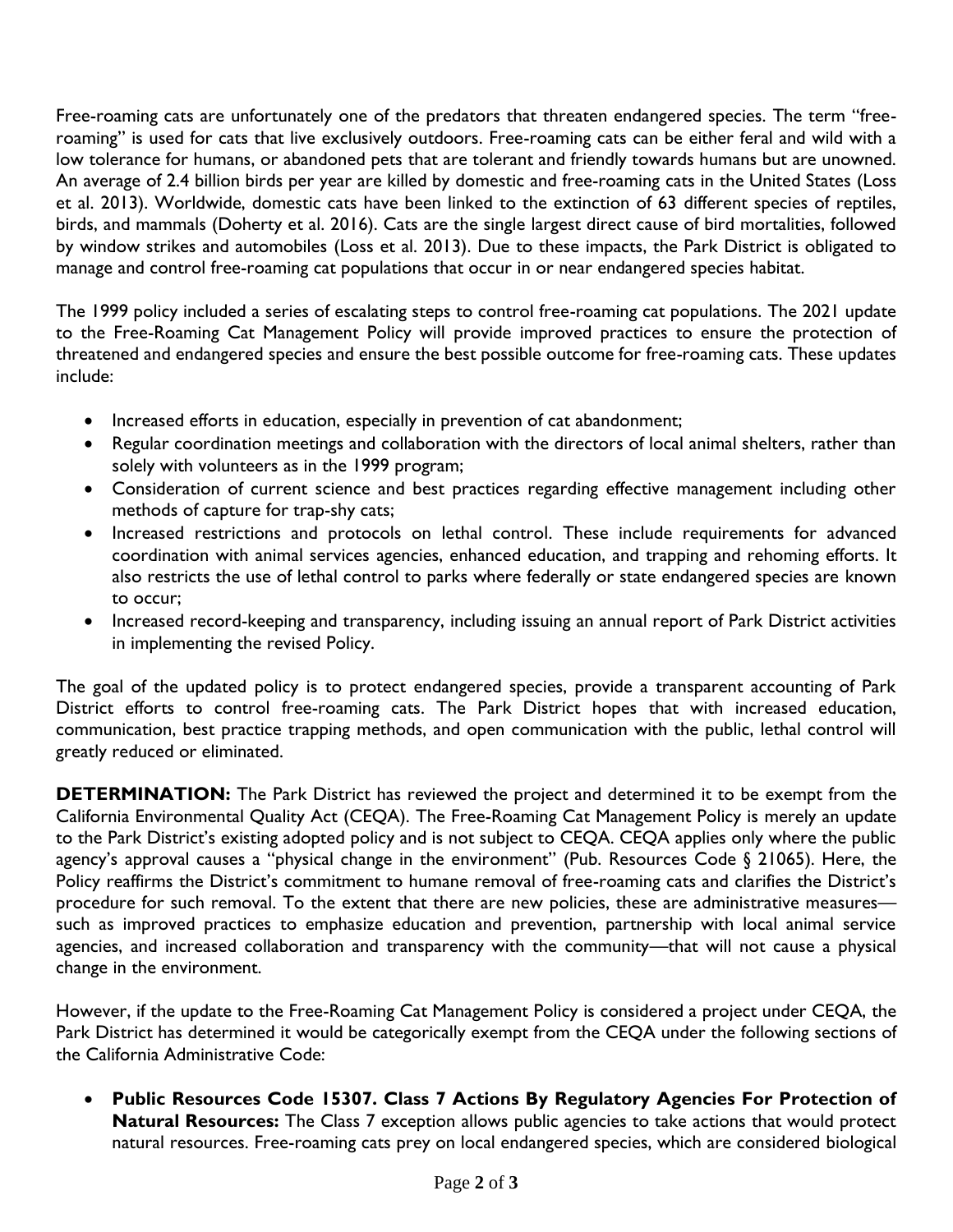Free-roaming cats are unfortunately one of the predators that threaten endangered species. The term "free-roaming" is used for cats that live exclusively outdoors. Free-roaming cats can be either feral and wild with a low tolerance for humans, or abandoned pets that are tolerant and friendly towards humans but are unowned. An average of 2.4 billion birds per year are killed by domestic and free-roaming cats in the United States (Loss et al. 2013). Worldwide, domestic cats have been linked to the extinction of 63 different species of reptiles, birds, and mammals (Doherty et al. 2016). Cats are the single largest direct cause of bird mortalities, followed by window strikes and automobiles (Loss et al. 2013). Due to these impacts, the Park District is obligated to manage and control free-roaming cat populations that occur in or near endangered species habitat.

The 1999 policy included a series of escalating steps to control free-roaming cat populations. The 2021 update to the Free-Roaming Cat Management Policy will provide improved practices to ensure the protection of threatened and endangered species and ensure the best possible outcome for free-roaming cats. These updates include:

- Increased efforts in education, especially in prevention of cat abandonment;
- Regular coordination meetings and collaboration with the directors of local animal shelters, rather than solely with volunteers as in the 1999 program;
- Consideration of current science and best practices regarding effective management including other methods of capture for trap-shy cats;
- Increased restrictions and protocols on lethal control. These include requirements for advanced coordination with animal services agencies, enhanced education, and trapping and rehoming efforts. It also restricts the use of lethal control to parks where federally or state endangered species are known to occur;
- Increased record-keeping and transparency, including issuing an annual report of Park District activities in implementing the revised Policy.

The goal of the updated policy is to protect endangered species, provide a transparent accounting of Park District efforts to control free-roaming cats. The Park District hopes that with increased education, communication, best practice trapping methods, and open communication with the public, lethal control will greatly reduced or eliminated.

**DETERMINATION:** The Park District has reviewed the project and determined it to be exempt from the California Environmental Quality Act (CEQA). The Free-Roaming Cat Management Policy is merely an update to the Park District's existing adopted policy and is not subject to CEQA. CEQA applies only where the public agency's approval causes a "physical change in the environment" (Pub. Resources Code § 21065). Here, the Policy reaffirms the District's commitment to humane removal of free-roaming cats and clarifies the District's procedure for such removal. To the extent that there are new policies, these are administrative measures—such as improved practices to emphasize education and prevention, partnership with local animal service agencies, and increased collaboration and transparency with the community—that will not cause a physical change in the environment.

However, if the update to the Free-Roaming Cat Management Policy is considered a project under CEQA, the Park District has determined it would be categorically exempt from the CEQA under the following sections of the California Administrative Code:

- **Public Resources Code 15307. Class 7 Actions By Regulatory Agencies For Protection of Natural Resources:** The Class 7 exception allows public agencies to take actions that would protect natural resources. Free-roaming cats prey on local endangered species, which are considered biological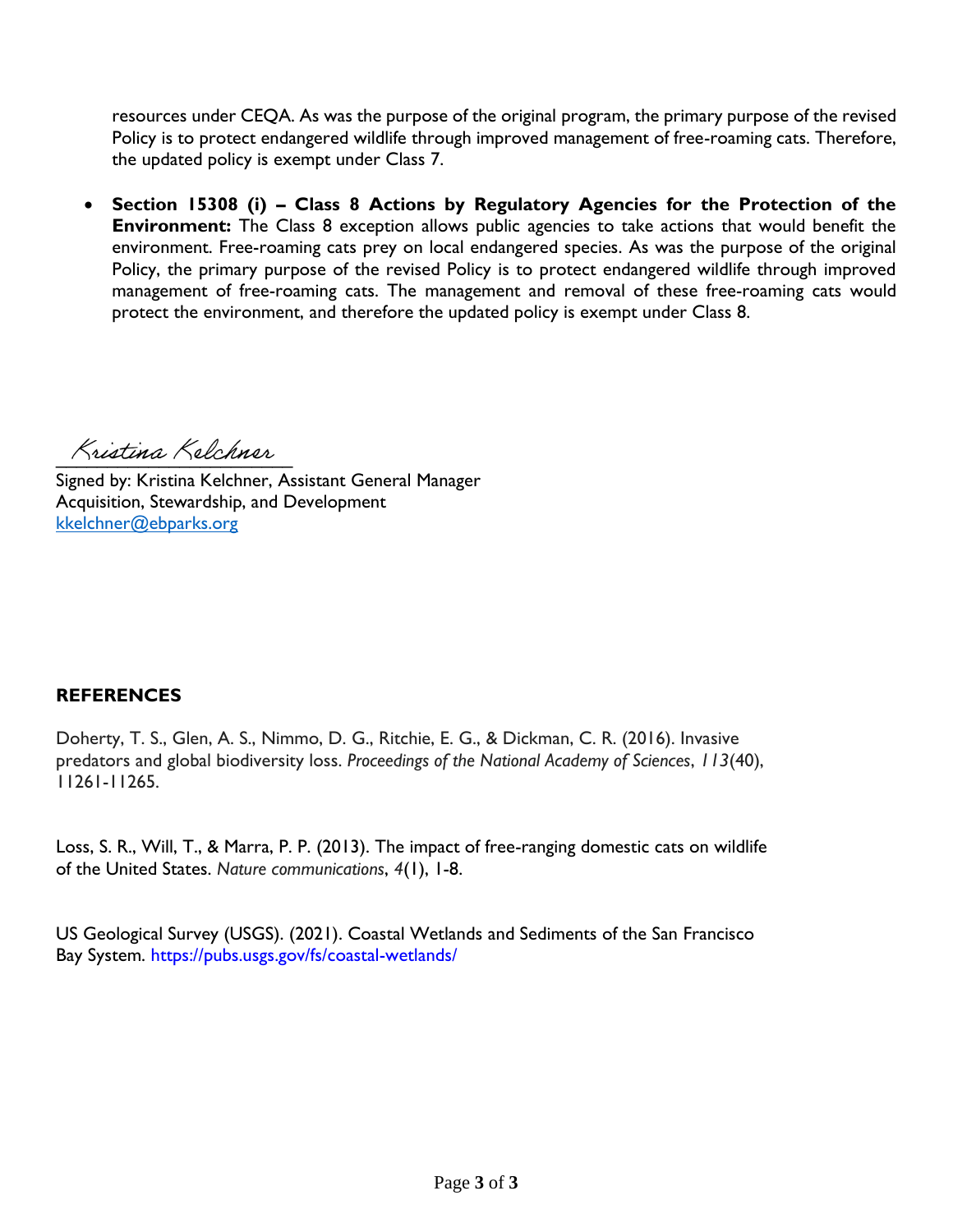resources under CEQA. As was the purpose of the original program, the primary purpose of the revised Policy is to protect endangered wildlife through improved management of free-roaming cats. Therefore, the updated policy is exempt under Class 7.

- **Section 15308 (i) – Class 8 Actions by Regulatory Agencies for the Protection of the Environment:** The Class 8 exception allows public agencies to take actions that would benefit the environment. Free-roaming cats prey on local endangered species. As was the purpose of the original Policy, the primary purpose of the revised Policy is to protect endangered wildlife through improved management of free-roaming cats. The management and removal of these free-roaming cats would protect the environment, and therefore the updated policy is exempt under Class 8.

Kristina Kelchner

Signed by: Kristina Kelchner, Assistant General Manager
Acquisition, Stewardship, and Development
kkelchner@ebparks.org

**REFERENCES**

Doherty, T. S., Glen, A. S., Nimmo, D. G., Ritchie, E. G., & Dickman, C. R. (2016). Invasive predators and global biodiversity loss. *Proceedings of the National Academy of Sciences*, *113*(40), 11261-11265.

Loss, S. R., Will, T., & Marra, P. P. (2013). The impact of free-ranging domestic cats on wildlife of the United States. *Nature communications*, *4*(1), 1-8.

US Geological Survey (USGS). (2021). Coastal Wetlands and Sediments of the San Francisco Bay System. https://pubs.usgs.gov/fs/coastal-wetlands/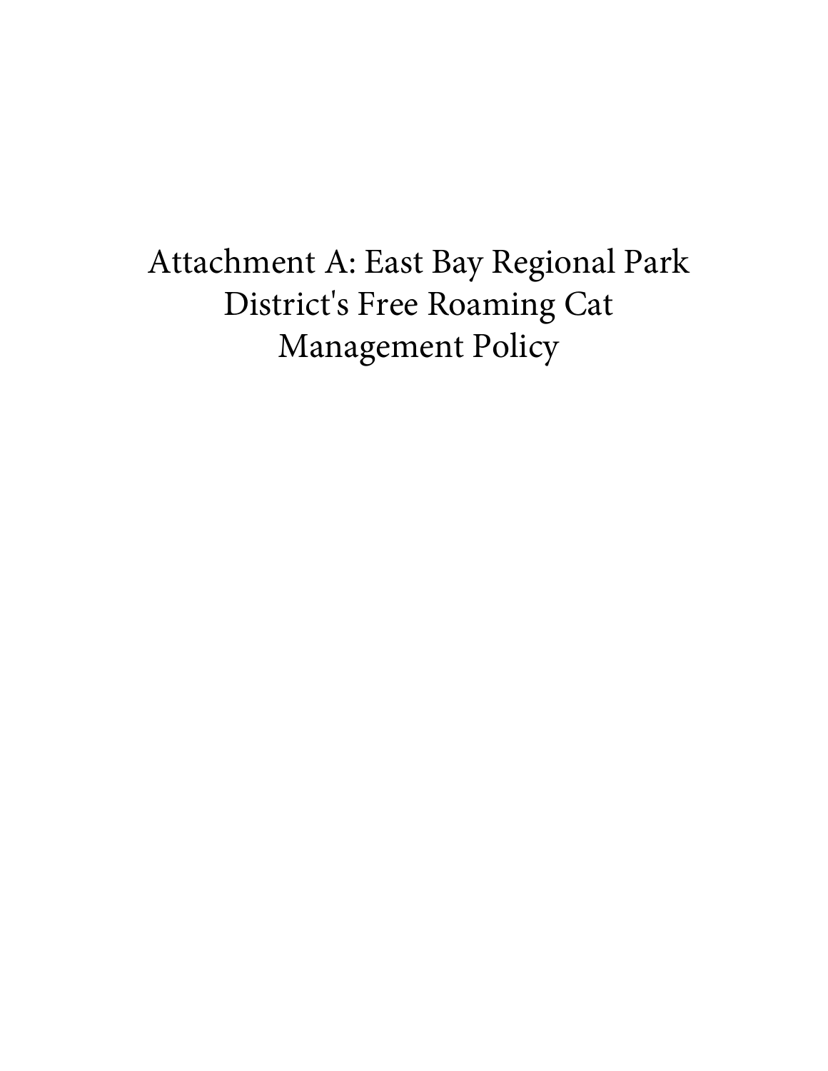# Attachment A: East Bay Regional Park District's Free Roaming Cat Management Policy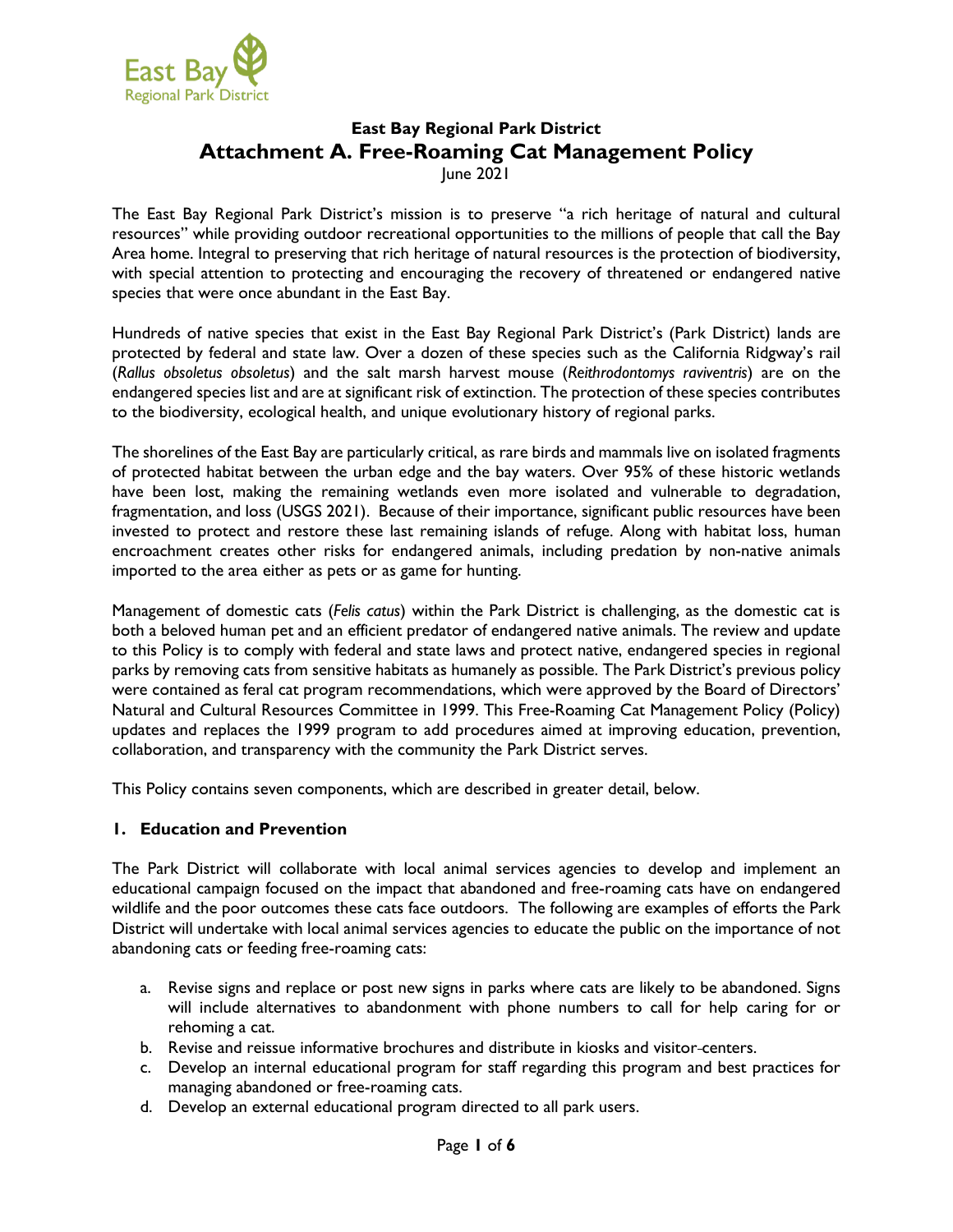# East Bay Regional Park District

## Attachment A. Free-Roaming Cat Management Policy

June 2021

The East Bay Regional Park District's mission is to preserve "a rich heritage of natural and cultural resources" while providing outdoor recreational opportunities to the millions of people that call the Bay Area home. Integral to preserving that rich heritage of natural resources is the protection of biodiversity, with special attention to protecting and encouraging the recovery of threatened or endangered native species that were once abundant in the East Bay.

Hundreds of native species that exist in the East Bay Regional Park District's (Park District) lands are protected by federal and state law. Over a dozen of these species such as the California Ridgway's rail (*Rallus obsoletus obsoletus*) and the salt marsh harvest mouse (*Reithrodontomys raviventris*) are on the endangered species list and are at significant risk of extinction. The protection of these species contributes to the biodiversity, ecological health, and unique evolutionary history of regional parks.

The shorelines of the East Bay are particularly critical, as rare birds and mammals live on isolated fragments of protected habitat between the urban edge and the bay waters. Over 95% of these historic wetlands have been lost, making the remaining wetlands even more isolated and vulnerable to degradation, fragmentation, and loss (USGS 2021). Because of their importance, significant public resources have been invested to protect and restore these last remaining islands of refuge. Along with habitat loss, human encroachment creates other risks for endangered animals, including predation by non-native animals imported to the area either as pets or as game for hunting.

Management of domestic cats (*Felis catus*) within the Park District is challenging, as the domestic cat is both a beloved human pet and an efficient predator of endangered native animals. The review and update to this Policy is to comply with federal and state laws and protect native, endangered species in regional parks by removing cats from sensitive habitats as humanely as possible. The Park District's previous policy were contained as feral cat program recommendations, which were approved by the Board of Directors' Natural and Cultural Resources Committee in 1999. This Free-Roaming Cat Management Policy (Policy) updates and replaces the 1999 program to add procedures aimed at improving education, prevention, collaboration, and transparency with the community the Park District serves.

This Policy contains seven components, which are described in greater detail, below.

### 1. Education and Prevention

The Park District will collaborate with local animal services agencies to develop and implement an educational campaign focused on the impact that abandoned and free-roaming cats have on endangered wildlife and the poor outcomes these cats face outdoors. The following are examples of efforts the Park District will undertake with local animal services agencies to educate the public on the importance of not abandoning cats or feeding free-roaming cats:

a. Revise signs and replace or post new signs in parks where cats are likely to be abandoned. Signs will include alternatives to abandonment with phone numbers to call for help caring for or rehoming a cat.
b. Revise and reissue informative brochures and distribute in kiosks and visitor-centers.
c. Develop an internal educational program for staff regarding this program and best practices for managing abandoned or free-roaming cats.
d. Develop an external educational program directed to all park users.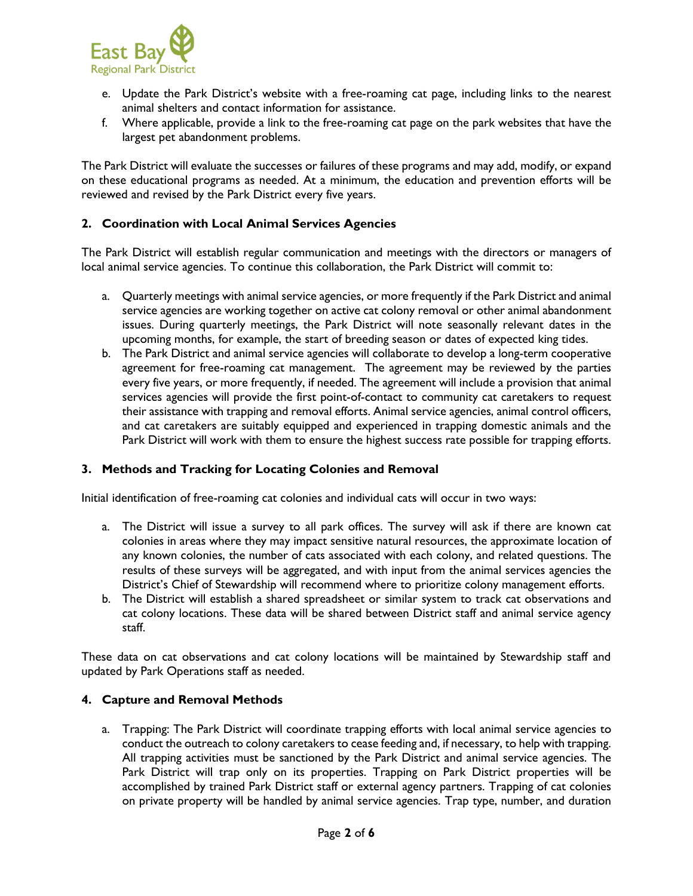e. Update the Park District's website with a free-roaming cat page, including links to the nearest animal shelters and contact information for assistance.
f. Where applicable, provide a link to the free-roaming cat page on the park websites that have the largest pet abandonment problems.

The Park District will evaluate the successes or failures of these programs and may add, modify, or expand on these educational programs as needed. At a minimum, the education and prevention efforts will be reviewed and revised by the Park District every five years.

### 2. Coordination with Local Animal Services Agencies

The Park District will establish regular communication and meetings with the directors or managers of local animal service agencies. To continue this collaboration, the Park District will commit to:

a. Quarterly meetings with animal service agencies, or more frequently if the Park District and animal service agencies are working together on active cat colony removal or other animal abandonment issues. During quarterly meetings, the Park District will note seasonally relevant dates in the upcoming months, for example, the start of breeding season or dates of expected king tides.
b. The Park District and animal service agencies will collaborate to develop a long-term cooperative agreement for free-roaming cat management. The agreement may be reviewed by the parties every five years, or more frequently, if needed. The agreement will include a provision that animal services agencies will provide the first point-of-contact to community cat caretakers to request their assistance with trapping and removal efforts. Animal service agencies, animal control officers, and cat caretakers are suitably equipped and experienced in trapping domestic animals and the Park District will work with them to ensure the highest success rate possible for trapping efforts.

### 3. Methods and Tracking for Locating Colonies and Removal

Initial identification of free-roaming cat colonies and individual cats will occur in two ways:

a. The District will issue a survey to all park offices. The survey will ask if there are known cat colonies in areas where they may impact sensitive natural resources, the approximate location of any known colonies, the number of cats associated with each colony, and related questions. The results of these surveys will be aggregated, and with input from the animal services agencies the District's Chief of Stewardship will recommend where to prioritize colony management efforts.
b. The District will establish a shared spreadsheet or similar system to track cat observations and cat colony locations. These data will be shared between District staff and animal service agency staff.

These data on cat observations and cat colony locations will be maintained by Stewardship staff and updated by Park Operations staff as needed.

### 4. Capture and Removal Methods

a. Trapping: The Park District will coordinate trapping efforts with local animal service agencies to conduct the outreach to colony caretakers to cease feeding and, if necessary, to help with trapping. All trapping activities must be sanctioned by the Park District and animal service agencies. The Park District will trap only on its properties. Trapping on Park District properties will be accomplished by trained Park District staff or external agency partners. Trapping of cat colonies on private property will be handled by animal service agencies. Trap type, number, and duration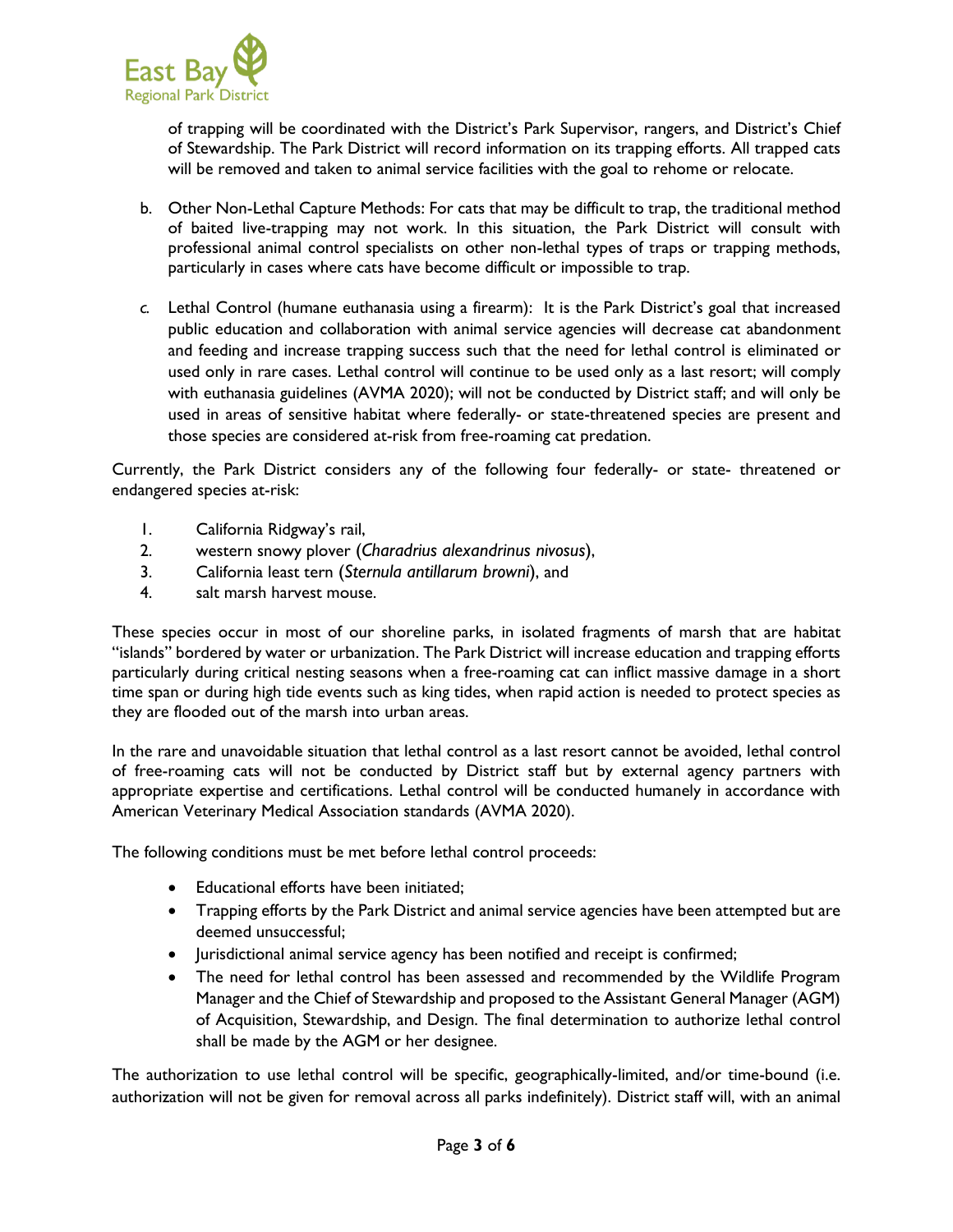of trapping will be coordinated with the District's Park Supervisor, rangers, and District's Chief of Stewardship. The Park District will record information on its trapping efforts. All trapped cats will be removed and taken to animal service facilities with the goal to rehome or relocate.

b. Other Non-Lethal Capture Methods: For cats that may be difficult to trap, the traditional method of baited live-trapping may not work. In this situation, the Park District will consult with professional animal control specialists on other non-lethal types of traps or trapping methods, particularly in cases where cats have become difficult or impossible to trap.

c. Lethal Control (humane euthanasia using a firearm): It is the Park District's goal that increased public education and collaboration with animal service agencies will decrease cat abandonment and feeding and increase trapping success such that the need for lethal control is eliminated or used only in rare cases. Lethal control will continue to be used only as a last resort; will comply with euthanasia guidelines (AVMA 2020); will not be conducted by District staff; and will only be used in areas of sensitive habitat where federally- or state-threatened species are present and those species are considered at-risk from free-roaming cat predation.

Currently, the Park District considers any of the following four federally- or state- threatened or endangered species at-risk:

1. California Ridgway's rail,
2. western snowy plover (*Charadrius alexandrinus nivosus*),
3. California least tern (*Sternula antillarum browni*), and
4. salt marsh harvest mouse.

These species occur in most of our shoreline parks, in isolated fragments of marsh that are habitat "islands" bordered by water or urbanization. The Park District will increase education and trapping efforts particularly during critical nesting seasons when a free-roaming cat can inflict massive damage in a short time span or during high tide events such as king tides, when rapid action is needed to protect species as they are flooded out of the marsh into urban areas.

In the rare and unavoidable situation that lethal control as a last resort cannot be avoided, lethal control of free-roaming cats will not be conducted by District staff but by external agency partners with appropriate expertise and certifications. Lethal control will be conducted humanely in accordance with American Veterinary Medical Association standards (AVMA 2020).

The following conditions must be met before lethal control proceeds:

- Educational efforts have been initiated;
- Trapping efforts by the Park District and animal service agencies have been attempted but are deemed unsuccessful;
- Jurisdictional animal service agency has been notified and receipt is confirmed;
- The need for lethal control has been assessed and recommended by the Wildlife Program Manager and the Chief of Stewardship and proposed to the Assistant General Manager (AGM) of Acquisition, Stewardship, and Design. The final determination to authorize lethal control shall be made by the AGM or her designee.

The authorization to use lethal control will be specific, geographically-limited, and/or time-bound (i.e. authorization will not be given for removal across all parks indefinitely). District staff will, with an animal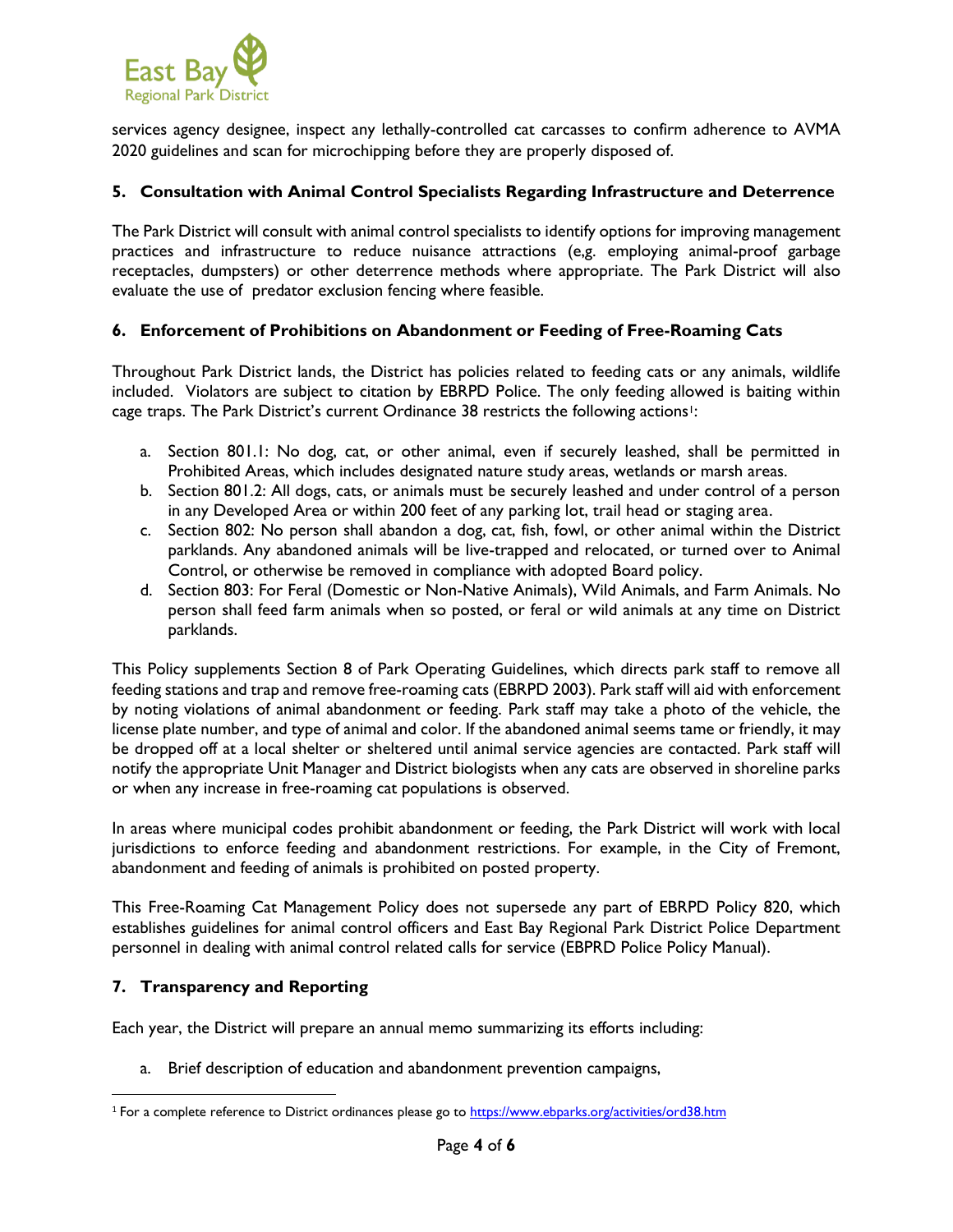services agency designee, inspect any lethally-controlled cat carcasses to confirm adherence to AVMA 2020 guidelines and scan for microchipping before they are properly disposed of.

## 5. Consultation with Animal Control Specialists Regarding Infrastructure and Deterrence

The Park District will consult with animal control specialists to identify options for improving management practices and infrastructure to reduce nuisance attractions (e,g. employing animal-proof garbage receptacles, dumpsters) or other deterrence methods where appropriate. The Park District will also evaluate the use of predator exclusion fencing where feasible.

## 6. Enforcement of Prohibitions on Abandonment or Feeding of Free-Roaming Cats

Throughout Park District lands, the District has policies related to feeding cats or any animals, wildlife included. Violators are subject to citation by EBRPD Police. The only feeding allowed is baiting within cage traps. The Park District's current Ordinance 38 restricts the following actions[1]:

a. Section 801.1: No dog, cat, or other animal, even if securely leashed, shall be permitted in Prohibited Areas, which includes designated nature study areas, wetlands or marsh areas.
b. Section 801.2: All dogs, cats, or animals must be securely leashed and under control of a person in any Developed Area or within 200 feet of any parking lot, trail head or staging area.
c. Section 802: No person shall abandon a dog, cat, fish, fowl, or other animal within the District parklands. Any abandoned animals will be live-trapped and relocated, or turned over to Animal Control, or otherwise be removed in compliance with adopted Board policy.
d. Section 803: For Feral (Domestic or Non-Native Animals), Wild Animals, and Farm Animals. No person shall feed farm animals when so posted, or feral or wild animals at any time on District parklands.

This Policy supplements Section 8 of Park Operating Guidelines, which directs park staff to remove all feeding stations and trap and remove free-roaming cats (EBRPD 2003). Park staff will aid with enforcement by noting violations of animal abandonment or feeding. Park staff may take a photo of the vehicle, the license plate number, and type of animal and color. If the abandoned animal seems tame or friendly, it may be dropped off at a local shelter or sheltered until animal service agencies are contacted. Park staff will notify the appropriate Unit Manager and District biologists when any cats are observed in shoreline parks or when any increase in free-roaming cat populations is observed.

In areas where municipal codes prohibit abandonment or feeding, the Park District will work with local jurisdictions to enforce feeding and abandonment restrictions. For example, in the City of Fremont, abandonment and feeding of animals is prohibited on posted property.

This Free-Roaming Cat Management Policy does not supersede any part of EBRPD Policy 820, which establishes guidelines for animal control officers and East Bay Regional Park District Police Department personnel in dealing with animal control related calls for service (EBPRD Police Policy Manual).

## 7. Transparency and Reporting

Each year, the District will prepare an annual memo summarizing its efforts including:

a. Brief description of education and abandonment prevention campaigns,

---

[1] For a complete reference to District ordinances please go to https://www.ebparks.org/activities/ord38.htm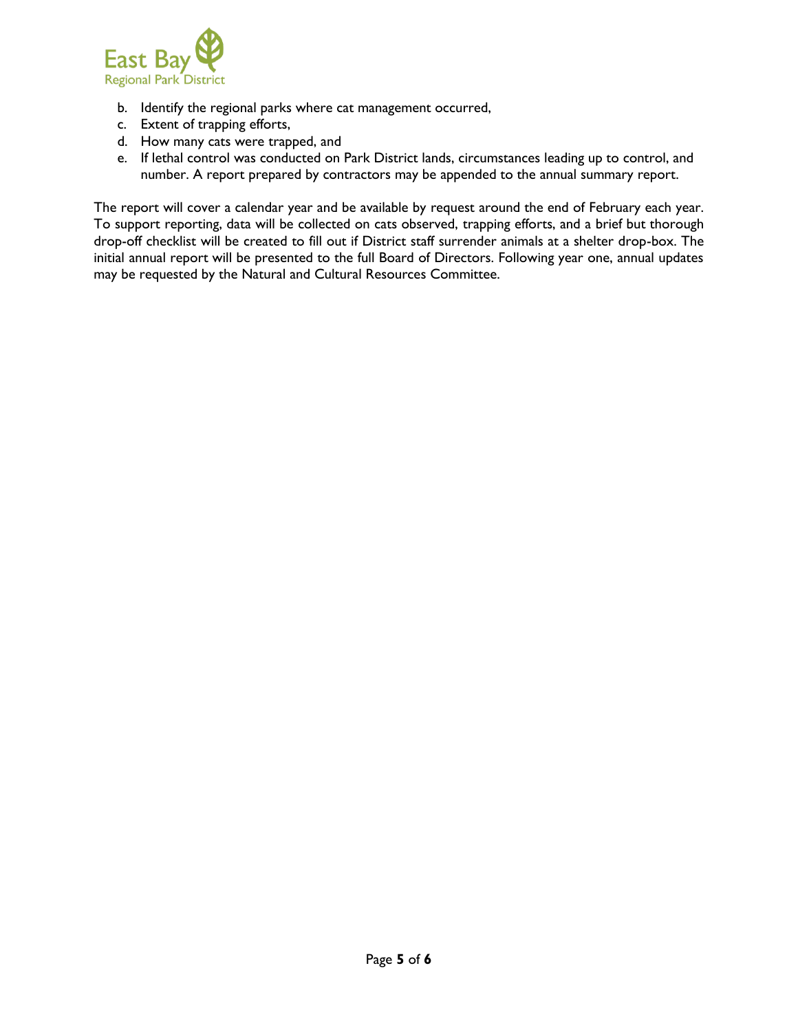b. Identify the regional parks where cat management occurred,
c. Extent of trapping efforts,
d. How many cats were trapped, and
e. If lethal control was conducted on Park District lands, circumstances leading up to control, and number. A report prepared by contractors may be appended to the annual summary report.

The report will cover a calendar year and be available by request around the end of February each year. To support reporting, data will be collected on cats observed, trapping efforts, and a brief but thorough drop-off checklist will be created to fill out if District staff surrender animals at a shelter drop-box. The initial annual report will be presented to the full Board of Directors. Following year one, annual updates may be requested by the Natural and Cultural Resources Committee.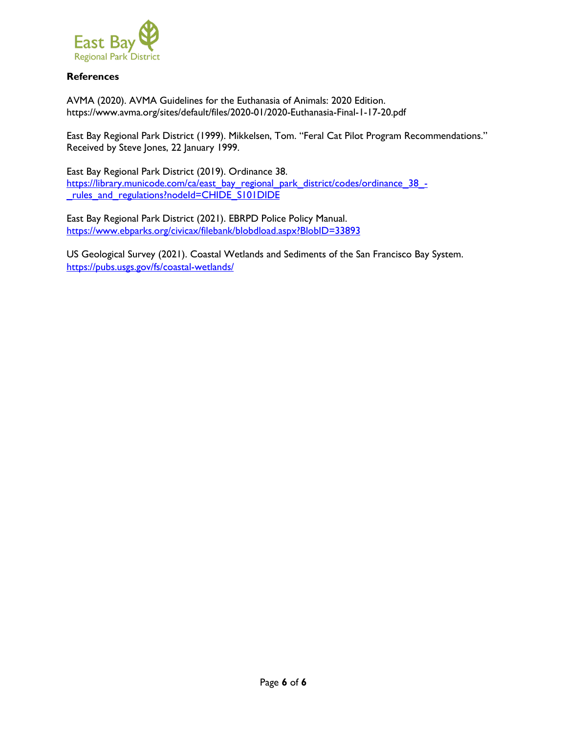**References**

AVMA (2020). AVMA Guidelines for the Euthanasia of Animals: 2020 Edition. https://www.avma.org/sites/default/files/2020-01/2020-Euthanasia-Final-1-17-20.pdf

East Bay Regional Park District (1999). Mikkelsen, Tom. "Feral Cat Pilot Program Recommendations." Received by Steve Jones, 22 January 1999.

East Bay Regional Park District (2019). Ordinance 38. https://library.municode.com/ca/east_bay_regional_park_district/codes/ordinance_38_-_rules_and_regulations?nodeId=CHIDE_S101DIDE

East Bay Regional Park District (2021). EBRPD Police Policy Manual. https://www.ebparks.org/civicax/filebank/blobdload.aspx?BlobID=33893

US Geological Survey (2021). Coastal Wetlands and Sediments of the San Francisco Bay System. https://pubs.usgs.gov/fs/coastal-wetlands/